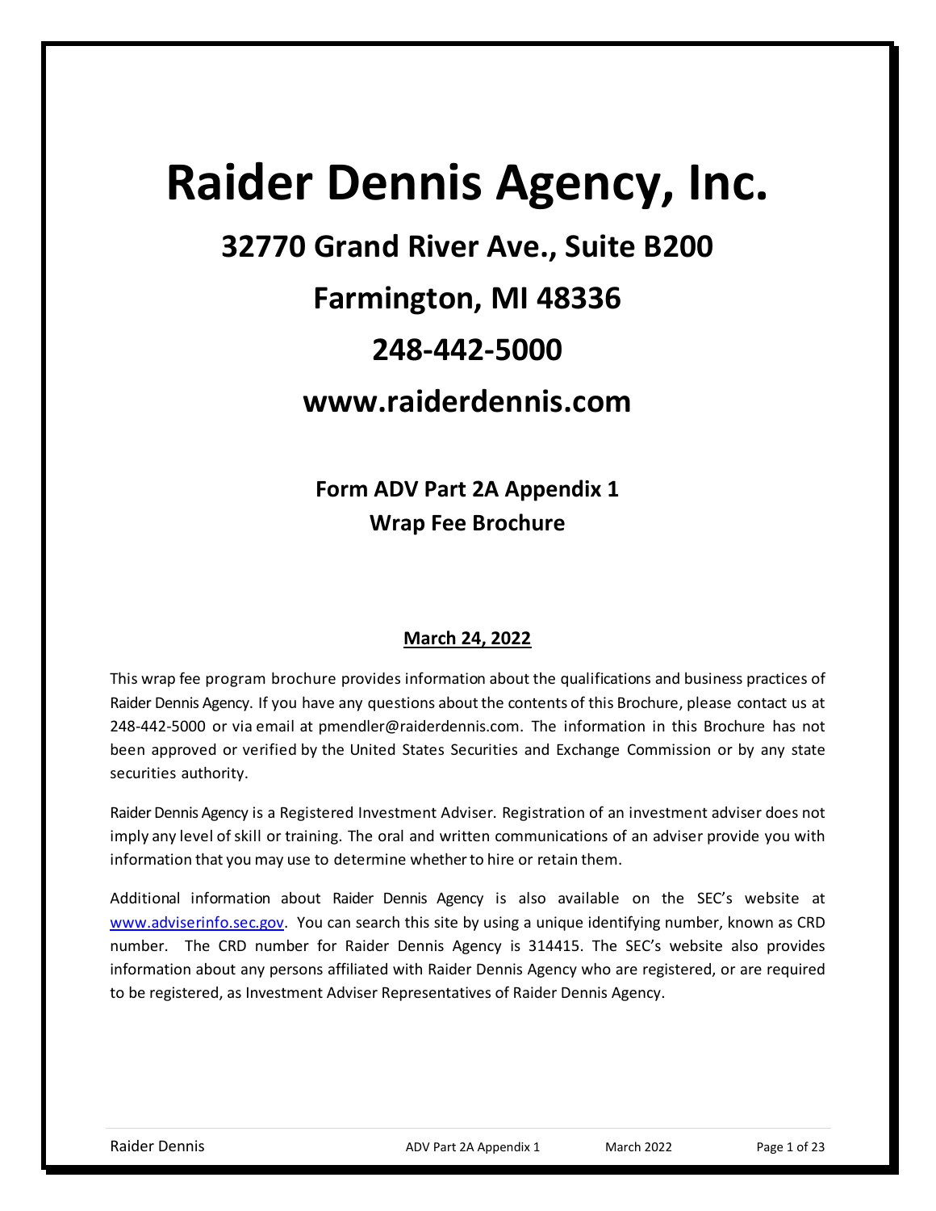# Raider Dennis Agency, Inc.

## 32770 Grand River Ave., Suite B200

## Farmington, MI 48336

## 248-442-5000

## www.raiderdennis.com

### Form ADV Part 2A Appendix 1
### Wrap Fee Brochure

**March 24, 2022**

This wrap fee program brochure provides information about the qualifications and business practices of Raider Dennis Agency. If you have any questions about the contents of this Brochure, please contact us at 248-442-5000 or via email at pmendler@raiderdennis.com. The information in this Brochure has not been approved or verified by the United States Securities and Exchange Commission or by any state securities authority.

Raider Dennis Agency is a Registered Investment Adviser. Registration of an investment adviser does not imply any level of skill or training. The oral and written communications of an adviser provide you with information that you may use to determine whether to hire or retain them.

Additional information about Raider Dennis Agency is also available on the SEC's website at www.adviserinfo.sec.gov. You can search this site by using a unique identifying number, known as CRD number. The CRD number for Raider Dennis Agency is 314415. The SEC's website also provides information about any persons affiliated with Raider Dennis Agency who are registered, or are required to be registered, as Investment Adviser Representatives of Raider Dennis Agency.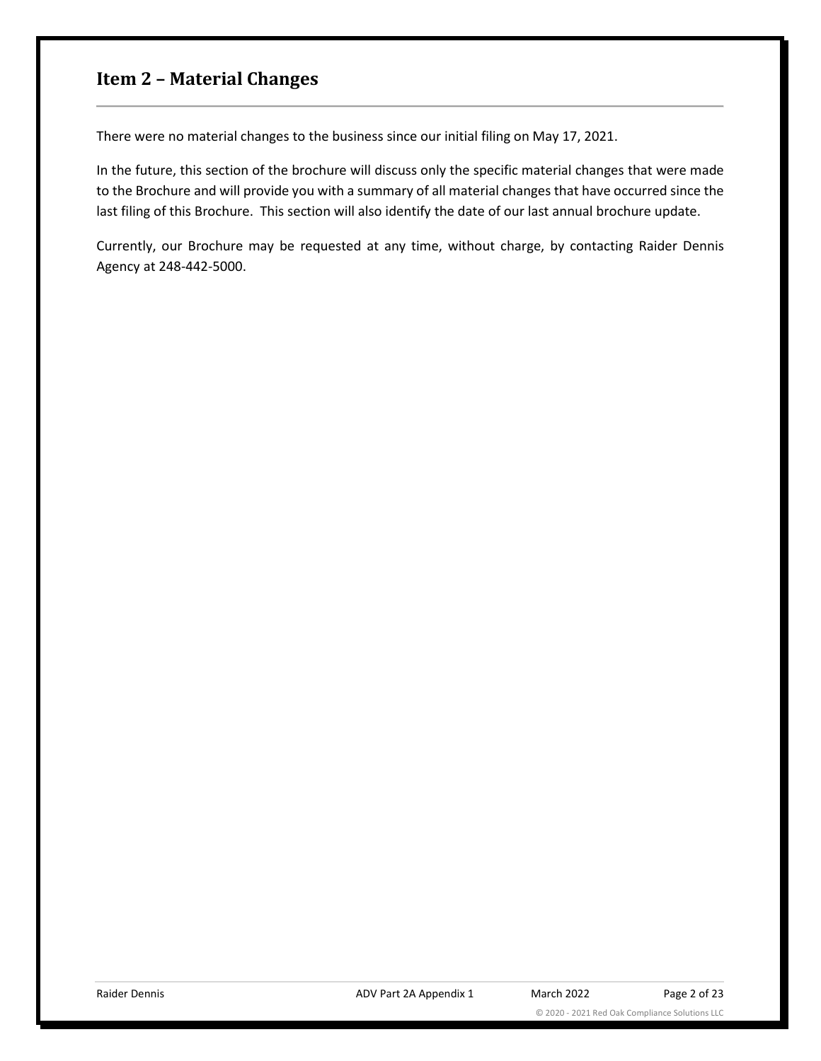## Item 2 – Material Changes

There were no material changes to the business since our initial filing on May 17, 2021.

In the future, this section of the brochure will discuss only the specific material changes that were made to the Brochure and will provide you with a summary of all material changes that have occurred since the last filing of this Brochure. This section will also identify the date of our last annual brochure update.

Currently, our Brochure may be requested at any time, without charge, by contacting Raider Dennis Agency at 248-442-5000.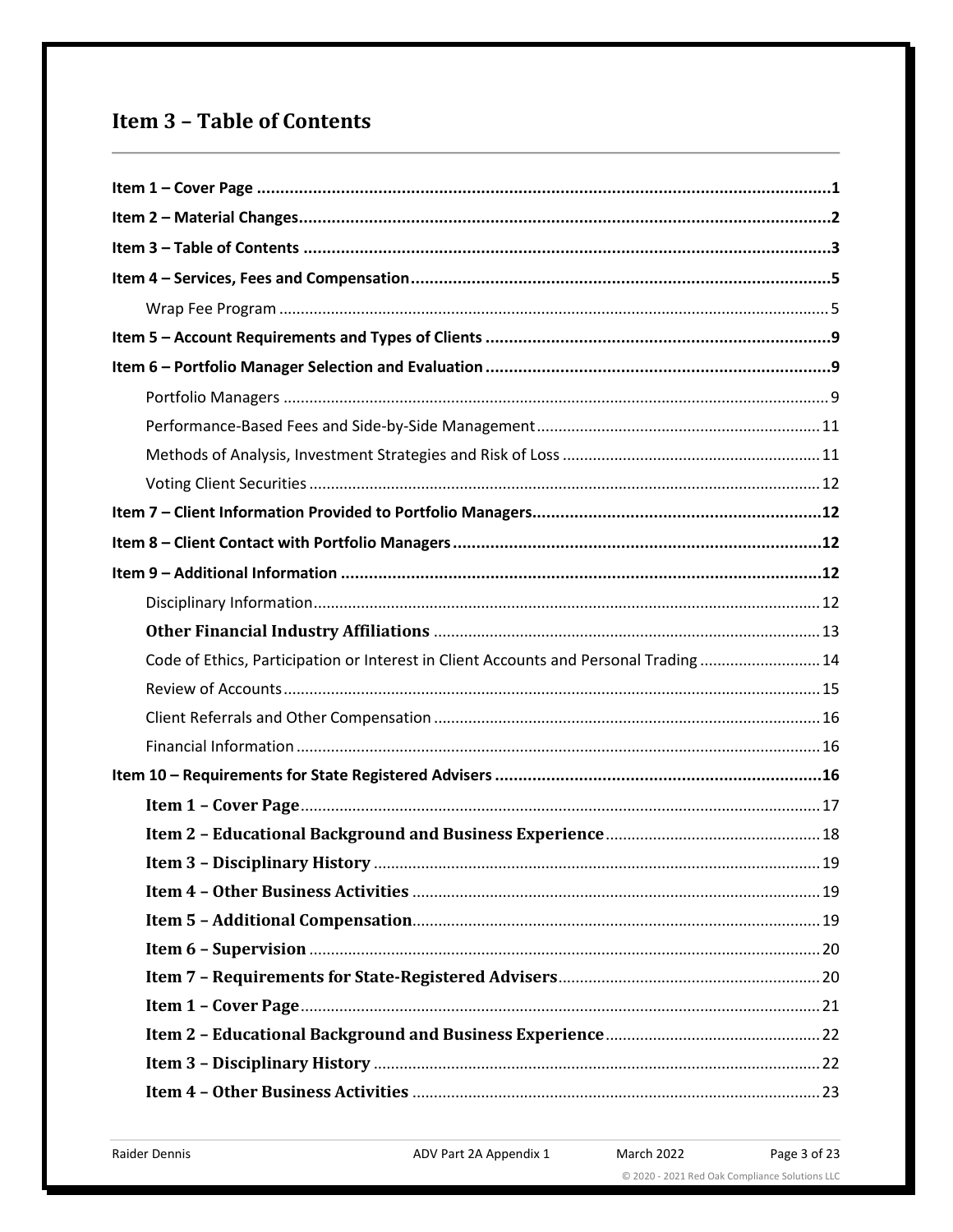## Item 3 – Table of Contents

**Item 1 – Cover Page** ....... **1**

**Item 2 – Material Changes** ....... **2**

**Item 3 – Table of Contents** ....... **3**

**Item 4 – Services, Fees and Compensation** ....... **5**

- Wrap Fee Program ....... 5

**Item 5 – Account Requirements and Types of Clients** ....... **9**

**Item 6 – Portfolio Manager Selection and Evaluation** ....... **9**

- Portfolio Managers ....... 9
- Performance-Based Fees and Side-by-Side Management ....... 11
- Methods of Analysis, Investment Strategies and Risk of Loss ....... 11
- Voting Client Securities ....... 12

**Item 7 – Client Information Provided to Portfolio Managers** ....... **12**

**Item 8 – Client Contact with Portfolio Managers** ....... **12**

**Item 9 – Additional Information** ....... **12**

- Disciplinary Information ....... 12
- **Other Financial Industry Affiliations** ....... 13
- Code of Ethics, Participation or Interest in Client Accounts and Personal Trading ....... 14
- Review of Accounts ....... 15
- Client Referrals and Other Compensation ....... 16
- Financial Information ....... 16

**Item 10 – Requirements for State Registered Advisers** ....... **16**

- **Item 1 – Cover Page** ....... 17
- **Item 2 – Educational Background and Business Experience** ....... 18
- **Item 3 – Disciplinary History** ....... 19
- **Item 4 – Other Business Activities** ....... 19
- **Item 5 – Additional Compensation** ....... 19
- **Item 6 – Supervision** ....... 20
- **Item 7 – Requirements for State-Registered Advisers** ....... 20
- **Item 1 – Cover Page** ....... 21
- **Item 2 – Educational Background and Business Experience** ....... 22
- **Item 3 – Disciplinary History** ....... 22
- **Item 4 – Other Business Activities** ....... 23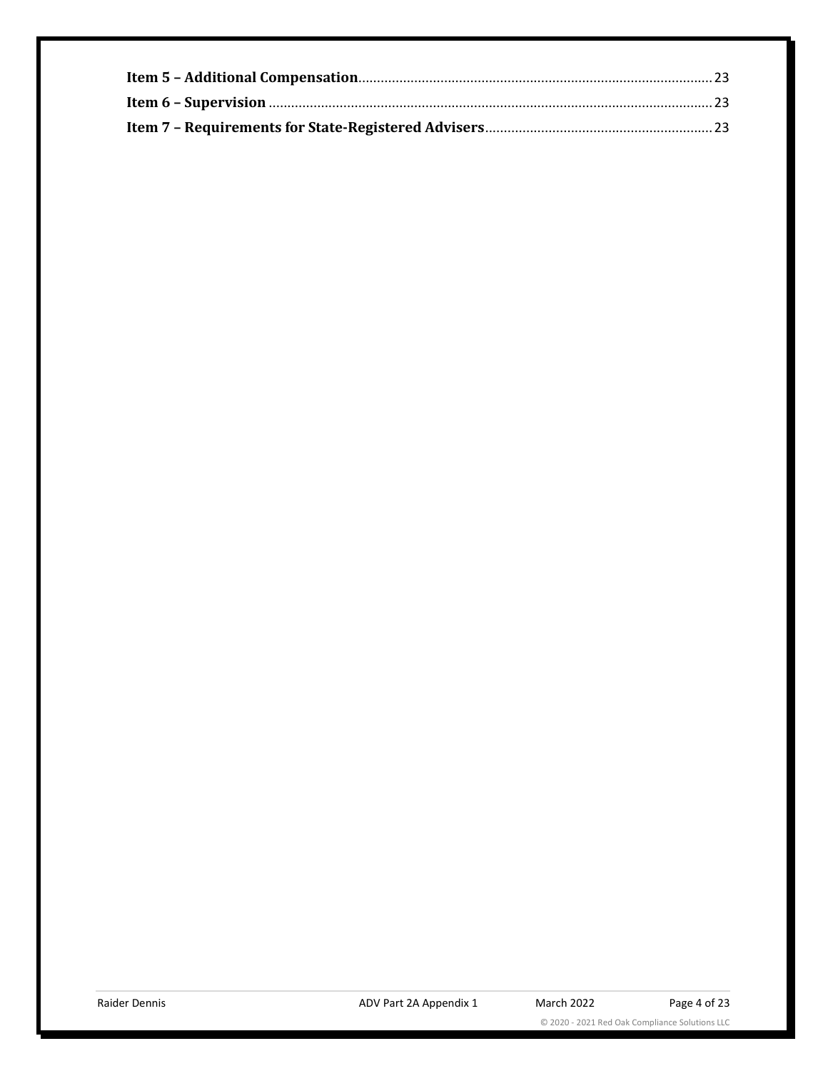**Item 5 – Additional Compensation**............................................................................................ 23
**Item 6 – Supervision** ...................................................................................................................... 23
**Item 7 – Requirements for State-Registered Advisers**........................................................... 23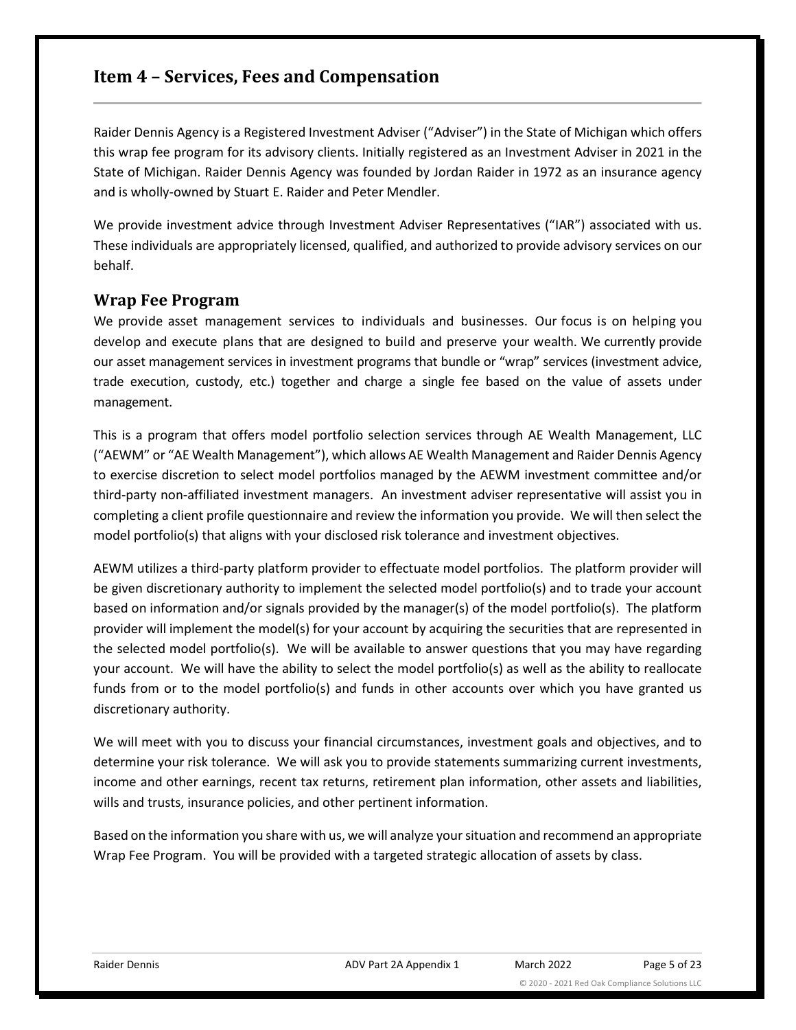## Item 4 – Services, Fees and Compensation

Raider Dennis Agency is a Registered Investment Adviser ("Adviser") in the State of Michigan which offers this wrap fee program for its advisory clients. Initially registered as an Investment Adviser in 2021 in the State of Michigan. Raider Dennis Agency was founded by Jordan Raider in 1972 as an insurance agency and is wholly-owned by Stuart E. Raider and Peter Mendler.

We provide investment advice through Investment Adviser Representatives ("IAR") associated with us. These individuals are appropriately licensed, qualified, and authorized to provide advisory services on our behalf.

### Wrap Fee Program

We provide asset management services to individuals and businesses. Our focus is on helping you develop and execute plans that are designed to build and preserve your wealth. We currently provide our asset management services in investment programs that bundle or "wrap" services (investment advice, trade execution, custody, etc.) together and charge a single fee based on the value of assets under management.

This is a program that offers model portfolio selection services through AE Wealth Management, LLC ("AEWM" or "AE Wealth Management"), which allows AE Wealth Management and Raider Dennis Agency to exercise discretion to select model portfolios managed by the AEWM investment committee and/or third-party non-affiliated investment managers. An investment adviser representative will assist you in completing a client profile questionnaire and review the information you provide. We will then select the model portfolio(s) that aligns with your disclosed risk tolerance and investment objectives.

AEWM utilizes a third-party platform provider to effectuate model portfolios. The platform provider will be given discretionary authority to implement the selected model portfolio(s) and to trade your account based on information and/or signals provided by the manager(s) of the model portfolio(s). The platform provider will implement the model(s) for your account by acquiring the securities that are represented in the selected model portfolio(s). We will be available to answer questions that you may have regarding your account. We will have the ability to select the model portfolio(s) as well as the ability to reallocate funds from or to the model portfolio(s) and funds in other accounts over which you have granted us discretionary authority.

We will meet with you to discuss your financial circumstances, investment goals and objectives, and to determine your risk tolerance. We will ask you to provide statements summarizing current investments, income and other earnings, recent tax returns, retirement plan information, other assets and liabilities, wills and trusts, insurance policies, and other pertinent information.

Based on the information you share with us, we will analyze your situation and recommend an appropriate Wrap Fee Program. You will be provided with a targeted strategic allocation of assets by class.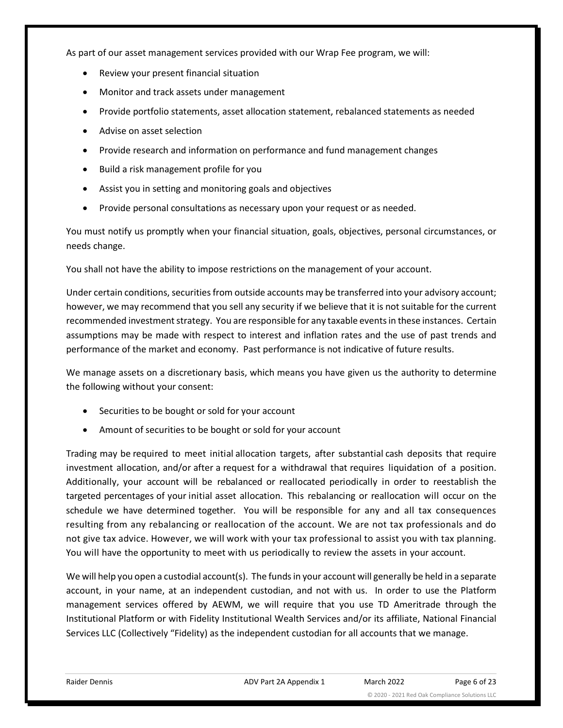As part of our asset management services provided with our Wrap Fee program, we will:

- Review your present financial situation
- Monitor and track assets under management
- Provide portfolio statements, asset allocation statement, rebalanced statements as needed
- Advise on asset selection
- Provide research and information on performance and fund management changes
- Build a risk management profile for you
- Assist you in setting and monitoring goals and objectives
- Provide personal consultations as necessary upon your request or as needed.

You must notify us promptly when your financial situation, goals, objectives, personal circumstances, or needs change.

You shall not have the ability to impose restrictions on the management of your account.

Under certain conditions, securities from outside accounts may be transferred into your advisory account; however, we may recommend that you sell any security if we believe that it is not suitable for the current recommended investment strategy. You are responsible for any taxable events in these instances. Certain assumptions may be made with respect to interest and inflation rates and the use of past trends and performance of the market and economy. Past performance is not indicative of future results.

We manage assets on a discretionary basis, which means you have given us the authority to determine the following without your consent:

- Securities to be bought or sold for your account
- Amount of securities to be bought or sold for your account

Trading may be required to meet initial allocation targets, after substantial cash deposits that require investment allocation, and/or after a request for a withdrawal that requires liquidation of a position. Additionally, your account will be rebalanced or reallocated periodically in order to reestablish the targeted percentages of your initial asset allocation. This rebalancing or reallocation will occur on the schedule we have determined together. You will be responsible for any and all tax consequences resulting from any rebalancing or reallocation of the account. We are not tax professionals and do not give tax advice. However, we will work with your tax professional to assist you with tax planning. You will have the opportunity to meet with us periodically to review the assets in your account.

We will help you open a custodial account(s). The funds in your account will generally be held in a separate account, in your name, at an independent custodian, and not with us. In order to use the Platform management services offered by AEWM, we will require that you use TD Ameritrade through the Institutional Platform or with Fidelity Institutional Wealth Services and/or its affiliate, National Financial Services LLC (Collectively "Fidelity) as the independent custodian for all accounts that we manage.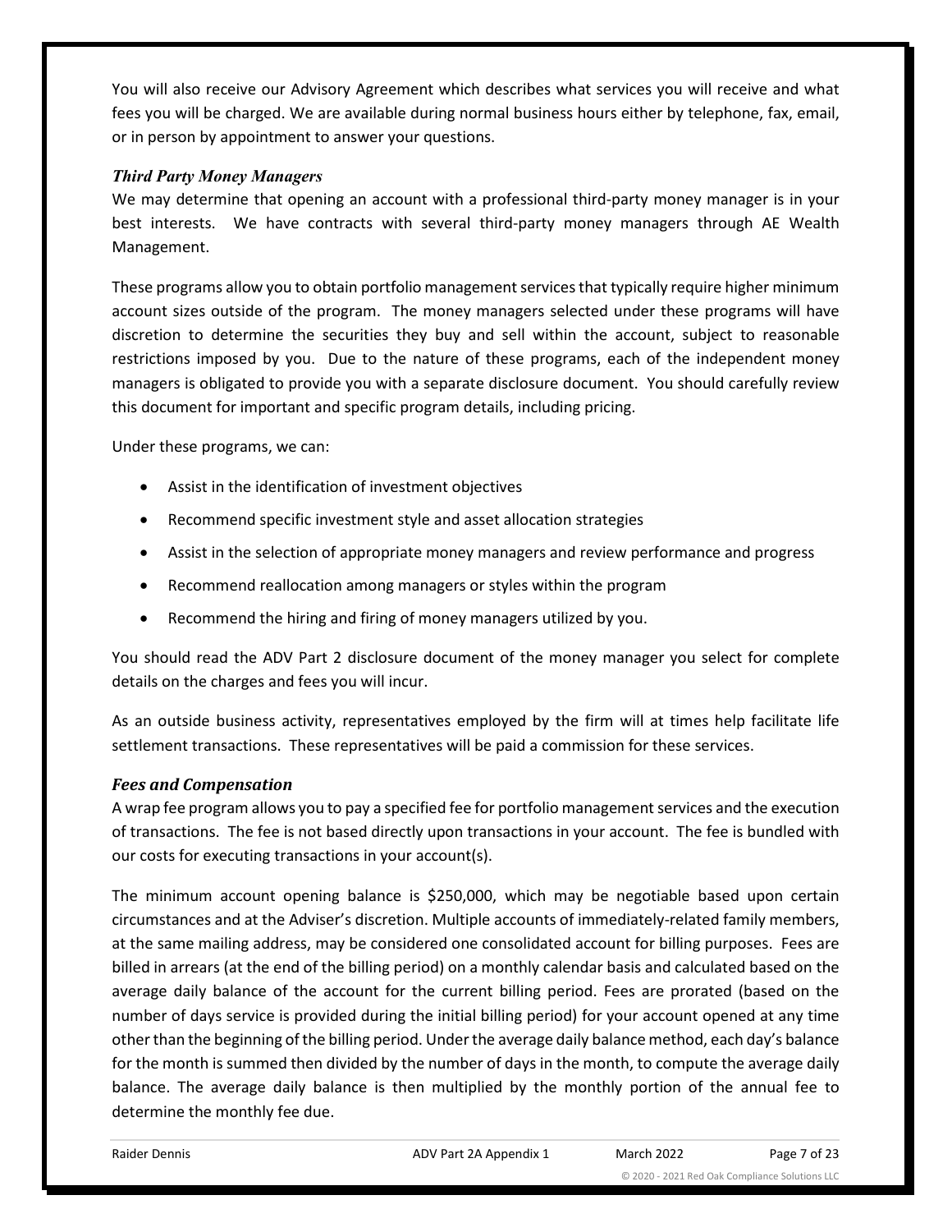You will also receive our Advisory Agreement which describes what services you will receive and what fees you will be charged. We are available during normal business hours either by telephone, fax, email, or in person by appointment to answer your questions.

### *Third Party Money Managers*

We may determine that opening an account with a professional third-party money manager is in your best interests. We have contracts with several third-party money managers through AE Wealth Management.

These programs allow you to obtain portfolio management services that typically require higher minimum account sizes outside of the program. The money managers selected under these programs will have discretion to determine the securities they buy and sell within the account, subject to reasonable restrictions imposed by you. Due to the nature of these programs, each of the independent money managers is obligated to provide you with a separate disclosure document. You should carefully review this document for important and specific program details, including pricing.

Under these programs, we can:

- Assist in the identification of investment objectives
- Recommend specific investment style and asset allocation strategies
- Assist in the selection of appropriate money managers and review performance and progress
- Recommend reallocation among managers or styles within the program
- Recommend the hiring and firing of money managers utilized by you.

You should read the ADV Part 2 disclosure document of the money manager you select for complete details on the charges and fees you will incur.

As an outside business activity, representatives employed by the firm will at times help facilitate life settlement transactions. These representatives will be paid a commission for these services.

### *Fees and Compensation*

A wrap fee program allows you to pay a specified fee for portfolio management services and the execution of transactions. The fee is not based directly upon transactions in your account. The fee is bundled with our costs for executing transactions in your account(s).

The minimum account opening balance is $250,000, which may be negotiable based upon certain circumstances and at the Adviser's discretion. Multiple accounts of immediately-related family members, at the same mailing address, may be considered one consolidated account for billing purposes. Fees are billed in arrears (at the end of the billing period) on a monthly calendar basis and calculated based on the average daily balance of the account for the current billing period. Fees are prorated (based on the number of days service is provided during the initial billing period) for your account opened at any time other than the beginning of the billing period. Under the average daily balance method, each day's balance for the month is summed then divided by the number of days in the month, to compute the average daily balance. The average daily balance is then multiplied by the monthly portion of the annual fee to determine the monthly fee due.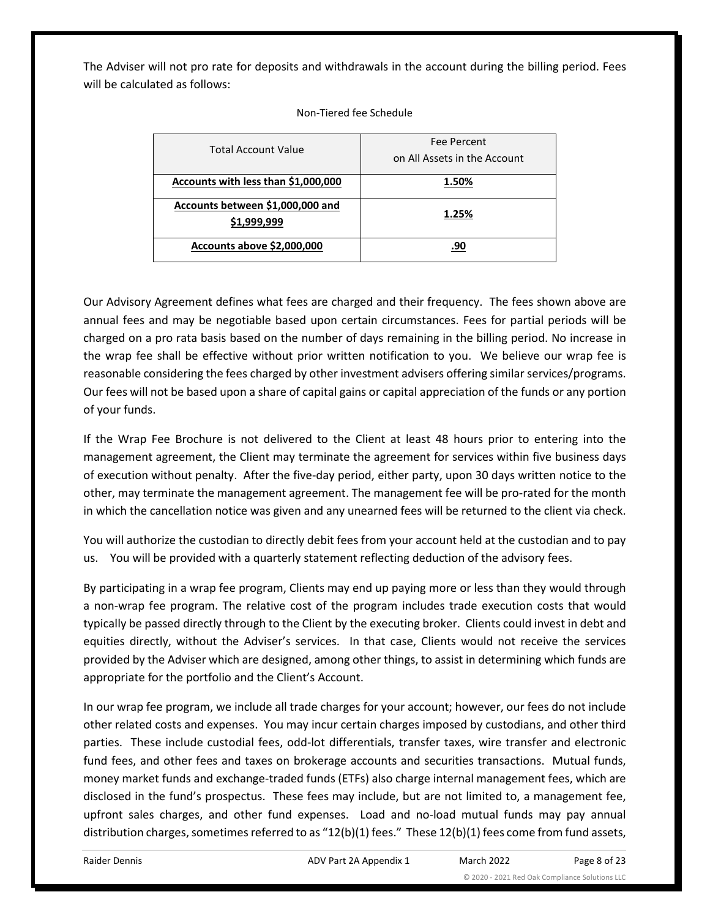The Adviser will not pro rate for deposits and withdrawals in the account during the billing period. Fees will be calculated as follows:

Non-Tiered fee Schedule

| Total Account Value | Fee Percent on All Assets in the Account |
| --- | --- |
| **Accounts with less than $1,000,000** | **1.50%** |
| **Accounts between $1,000,000 and $1,999,999** | **1.25%** |
| **Accounts above $2,000,000** | **.90** |

Our Advisory Agreement defines what fees are charged and their frequency. The fees shown above are annual fees and may be negotiable based upon certain circumstances. Fees for partial periods will be charged on a pro rata basis based on the number of days remaining in the billing period. No increase in the wrap fee shall be effective without prior written notification to you. We believe our wrap fee is reasonable considering the fees charged by other investment advisers offering similar services/programs. Our fees will not be based upon a share of capital gains or capital appreciation of the funds or any portion of your funds.

If the Wrap Fee Brochure is not delivered to the Client at least 48 hours prior to entering into the management agreement, the Client may terminate the agreement for services within five business days of execution without penalty. After the five-day period, either party, upon 30 days written notice to the other, may terminate the management agreement. The management fee will be pro-rated for the month in which the cancellation notice was given and any unearned fees will be returned to the client via check.

You will authorize the custodian to directly debit fees from your account held at the custodian and to pay us. You will be provided with a quarterly statement reflecting deduction of the advisory fees.

By participating in a wrap fee program, Clients may end up paying more or less than they would through a non-wrap fee program. The relative cost of the program includes trade execution costs that would typically be passed directly through to the Client by the executing broker. Clients could invest in debt and equities directly, without the Adviser's services. In that case, Clients would not receive the services provided by the Adviser which are designed, among other things, to assist in determining which funds are appropriate for the portfolio and the Client's Account.

In our wrap fee program, we include all trade charges for your account; however, our fees do not include other related costs and expenses. You may incur certain charges imposed by custodians, and other third parties. These include custodial fees, odd-lot differentials, transfer taxes, wire transfer and electronic fund fees, and other fees and taxes on brokerage accounts and securities transactions. Mutual funds, money market funds and exchange-traded funds (ETFs) also charge internal management fees, which are disclosed in the fund's prospectus. These fees may include, but are not limited to, a management fee, upfront sales charges, and other fund expenses. Load and no-load mutual funds may pay annual distribution charges, sometimes referred to as "12(b)(1) fees." These 12(b)(1) fees come from fund assets,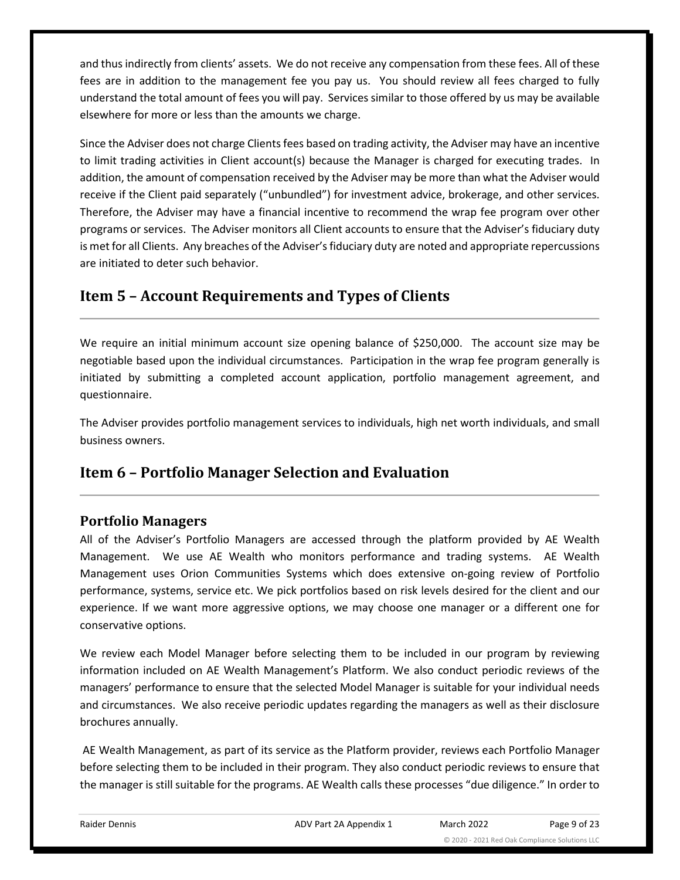and thus indirectly from clients' assets. We do not receive any compensation from these fees. All of these fees are in addition to the management fee you pay us. You should review all fees charged to fully understand the total amount of fees you will pay. Services similar to those offered by us may be available elsewhere for more or less than the amounts we charge.

Since the Adviser does not charge Clients fees based on trading activity, the Adviser may have an incentive to limit trading activities in Client account(s) because the Manager is charged for executing trades. In addition, the amount of compensation received by the Adviser may be more than what the Adviser would receive if the Client paid separately ("unbundled") for investment advice, brokerage, and other services. Therefore, the Adviser may have a financial incentive to recommend the wrap fee program over other programs or services. The Adviser monitors all Client accounts to ensure that the Adviser's fiduciary duty is met for all Clients. Any breaches of the Adviser's fiduciary duty are noted and appropriate repercussions are initiated to deter such behavior.

## Item 5 – Account Requirements and Types of Clients

We require an initial minimum account size opening balance of $250,000. The account size may be negotiable based upon the individual circumstances. Participation in the wrap fee program generally is initiated by submitting a completed account application, portfolio management agreement, and questionnaire.

The Adviser provides portfolio management services to individuals, high net worth individuals, and small business owners.

## Item 6 – Portfolio Manager Selection and Evaluation

### Portfolio Managers

All of the Adviser's Portfolio Managers are accessed through the platform provided by AE Wealth Management. We use AE Wealth who monitors performance and trading systems. AE Wealth Management uses Orion Communities Systems which does extensive on-going review of Portfolio performance, systems, service etc. We pick portfolios based on risk levels desired for the client and our experience. If we want more aggressive options, we may choose one manager or a different one for conservative options.

We review each Model Manager before selecting them to be included in our program by reviewing information included on AE Wealth Management's Platform. We also conduct periodic reviews of the managers' performance to ensure that the selected Model Manager is suitable for your individual needs and circumstances. We also receive periodic updates regarding the managers as well as their disclosure brochures annually.

AE Wealth Management, as part of its service as the Platform provider, reviews each Portfolio Manager before selecting them to be included in their program. They also conduct periodic reviews to ensure that the manager is still suitable for the programs. AE Wealth calls these processes "due diligence." In order to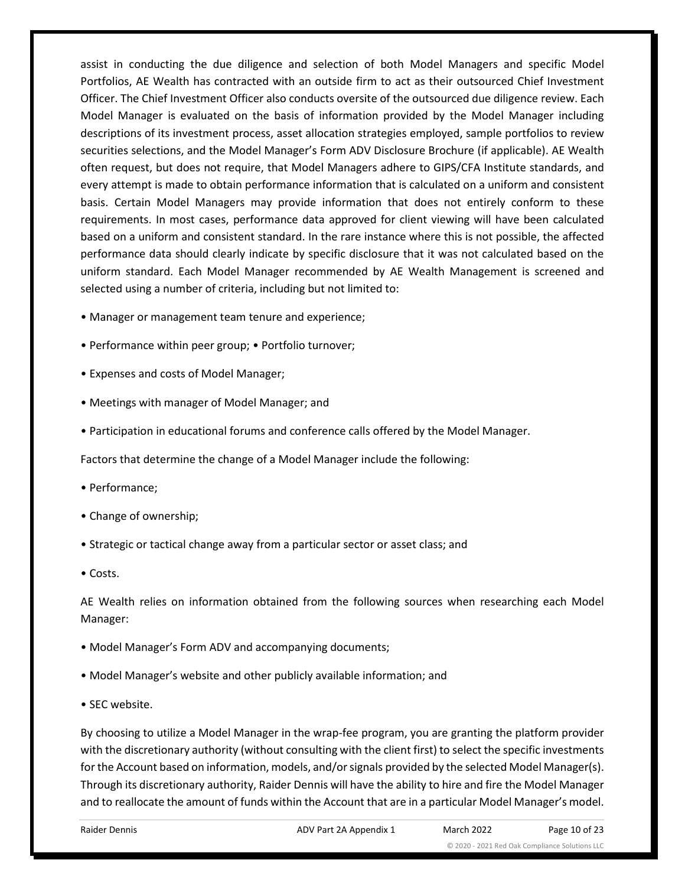assist in conducting the due diligence and selection of both Model Managers and specific Model Portfolios, AE Wealth has contracted with an outside firm to act as their outsourced Chief Investment Officer. The Chief Investment Officer also conducts oversite of the outsourced due diligence review. Each Model Manager is evaluated on the basis of information provided by the Model Manager including descriptions of its investment process, asset allocation strategies employed, sample portfolios to review securities selections, and the Model Manager's Form ADV Disclosure Brochure (if applicable). AE Wealth often request, but does not require, that Model Managers adhere to GIPS/CFA Institute standards, and every attempt is made to obtain performance information that is calculated on a uniform and consistent basis. Certain Model Managers may provide information that does not entirely conform to these requirements. In most cases, performance data approved for client viewing will have been calculated based on a uniform and consistent standard. In the rare instance where this is not possible, the affected performance data should clearly indicate by specific disclosure that it was not calculated based on the uniform standard. Each Model Manager recommended by AE Wealth Management is screened and selected using a number of criteria, including but not limited to:

- Manager or management team tenure and experience;
- Performance within peer group; • Portfolio turnover;
- Expenses and costs of Model Manager;
- Meetings with manager of Model Manager; and
- Participation in educational forums and conference calls offered by the Model Manager.

Factors that determine the change of a Model Manager include the following:

- Performance;
- Change of ownership;
- Strategic or tactical change away from a particular sector or asset class; and
- Costs.

AE Wealth relies on information obtained from the following sources when researching each Model Manager:

- Model Manager's Form ADV and accompanying documents;
- Model Manager's website and other publicly available information; and
- SEC website.

By choosing to utilize a Model Manager in the wrap-fee program, you are granting the platform provider with the discretionary authority (without consulting with the client first) to select the specific investments for the Account based on information, models, and/or signals provided by the selected Model Manager(s). Through its discretionary authority, Raider Dennis will have the ability to hire and fire the Model Manager and to reallocate the amount of funds within the Account that are in a particular Model Manager's model.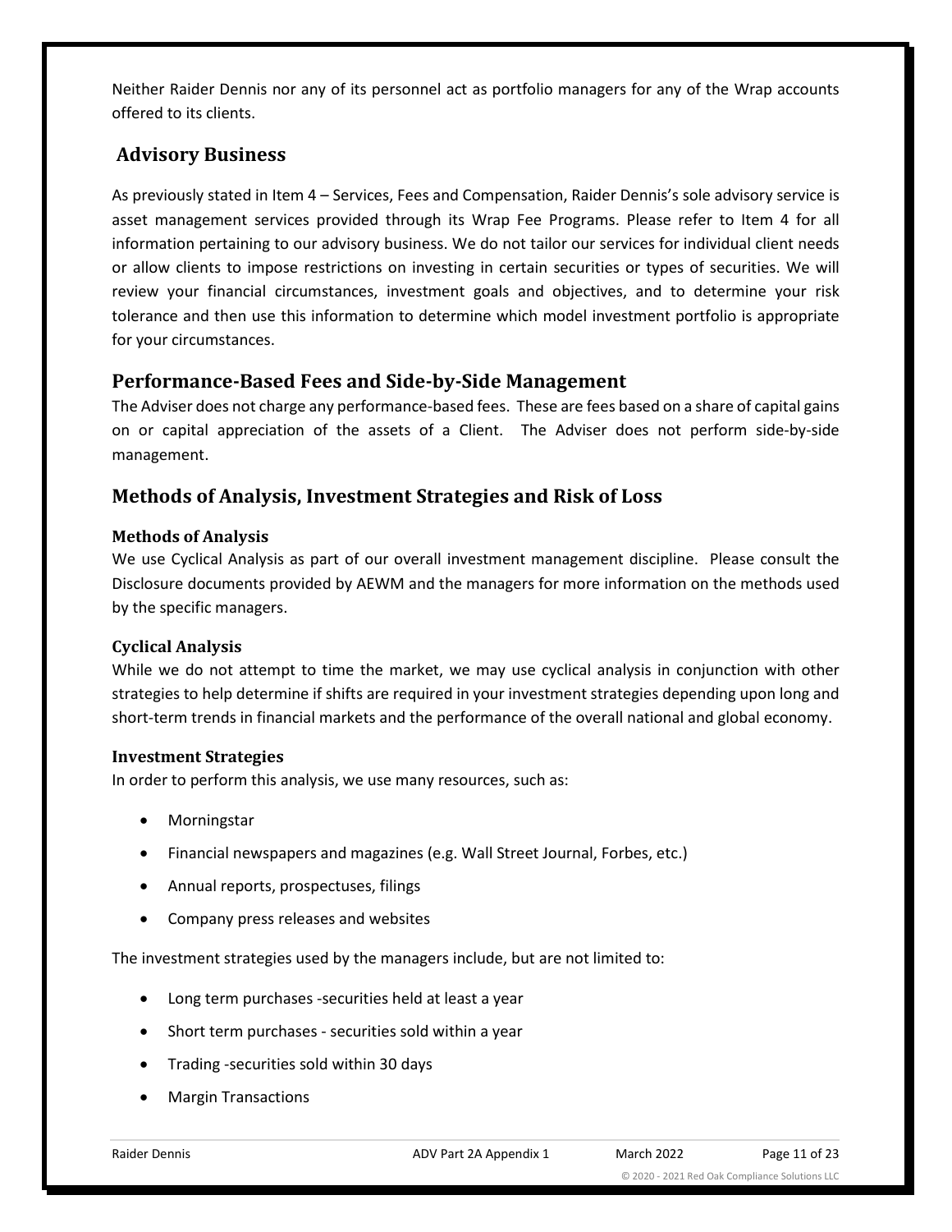Neither Raider Dennis nor any of its personnel act as portfolio managers for any of the Wrap accounts offered to its clients.

## Advisory Business

As previously stated in Item 4 – Services, Fees and Compensation, Raider Dennis's sole advisory service is asset management services provided through its Wrap Fee Programs. Please refer to Item 4 for all information pertaining to our advisory business. We do not tailor our services for individual client needs or allow clients to impose restrictions on investing in certain securities or types of securities. We will review your financial circumstances, investment goals and objectives, and to determine your risk tolerance and then use this information to determine which model investment portfolio is appropriate for your circumstances.

## Performance-Based Fees and Side-by-Side Management

The Adviser does not charge any performance-based fees. These are fees based on a share of capital gains on or capital appreciation of the assets of a Client. The Adviser does not perform side-by-side management.

## Methods of Analysis, Investment Strategies and Risk of Loss

### Methods of Analysis

We use Cyclical Analysis as part of our overall investment management discipline. Please consult the Disclosure documents provided by AEWM and the managers for more information on the methods used by the specific managers.

### Cyclical Analysis

While we do not attempt to time the market, we may use cyclical analysis in conjunction with other strategies to help determine if shifts are required in your investment strategies depending upon long and short-term trends in financial markets and the performance of the overall national and global economy.

### Investment Strategies

In order to perform this analysis, we use many resources, such as:

- Morningstar
- Financial newspapers and magazines (e.g. Wall Street Journal, Forbes, etc.)
- Annual reports, prospectuses, filings
- Company press releases and websites

The investment strategies used by the managers include, but are not limited to:

- Long term purchases -securities held at least a year
- Short term purchases - securities sold within a year
- Trading -securities sold within 30 days
- Margin Transactions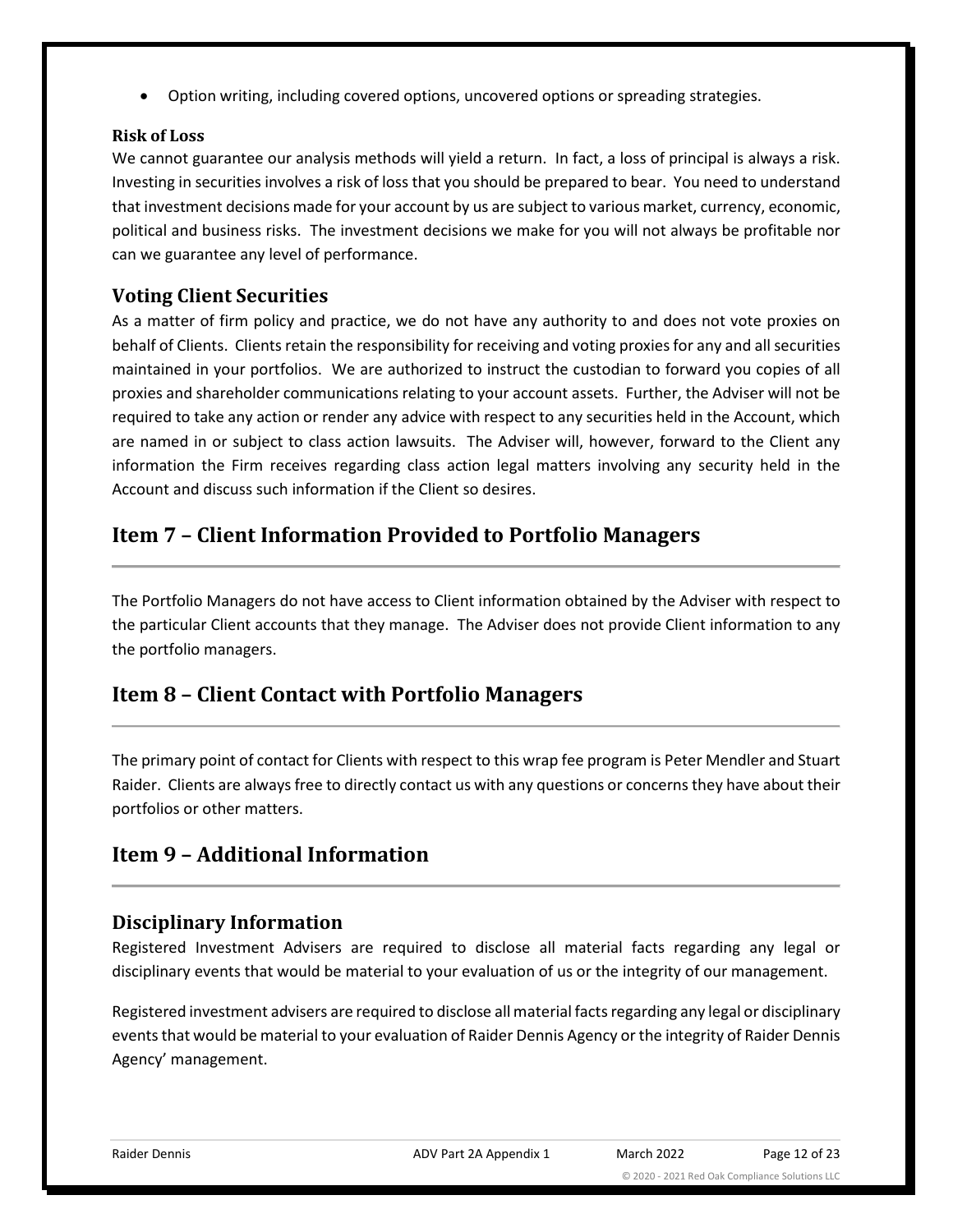- Option writing, including covered options, uncovered options or spreading strategies.

**Risk of Loss**

We cannot guarantee our analysis methods will yield a return. In fact, a loss of principal is always a risk. Investing in securities involves a risk of loss that you should be prepared to bear. You need to understand that investment decisions made for your account by us are subject to various market, currency, economic, political and business risks. The investment decisions we make for you will not always be profitable nor can we guarantee any level of performance.

### Voting Client Securities

As a matter of firm policy and practice, we do not have any authority to and does not vote proxies on behalf of Clients. Clients retain the responsibility for receiving and voting proxies for any and all securities maintained in your portfolios. We are authorized to instruct the custodian to forward you copies of all proxies and shareholder communications relating to your account assets. Further, the Adviser will not be required to take any action or render any advice with respect to any securities held in the Account, which are named in or subject to class action lawsuits. The Adviser will, however, forward to the Client any information the Firm receives regarding class action legal matters involving any security held in the Account and discuss such information if the Client so desires.

## Item 7 – Client Information Provided to Portfolio Managers

The Portfolio Managers do not have access to Client information obtained by the Adviser with respect to the particular Client accounts that they manage. The Adviser does not provide Client information to any the portfolio managers.

## Item 8 – Client Contact with Portfolio Managers

The primary point of contact for Clients with respect to this wrap fee program is Peter Mendler and Stuart Raider. Clients are always free to directly contact us with any questions or concerns they have about their portfolios or other matters.

## Item 9 – Additional Information

### Disciplinary Information

Registered Investment Advisers are required to disclose all material facts regarding any legal or disciplinary events that would be material to your evaluation of us or the integrity of our management.

Registered investment advisers are required to disclose all material facts regarding any legal or disciplinary events that would be material to your evaluation of Raider Dennis Agency or the integrity of Raider Dennis Agency' management.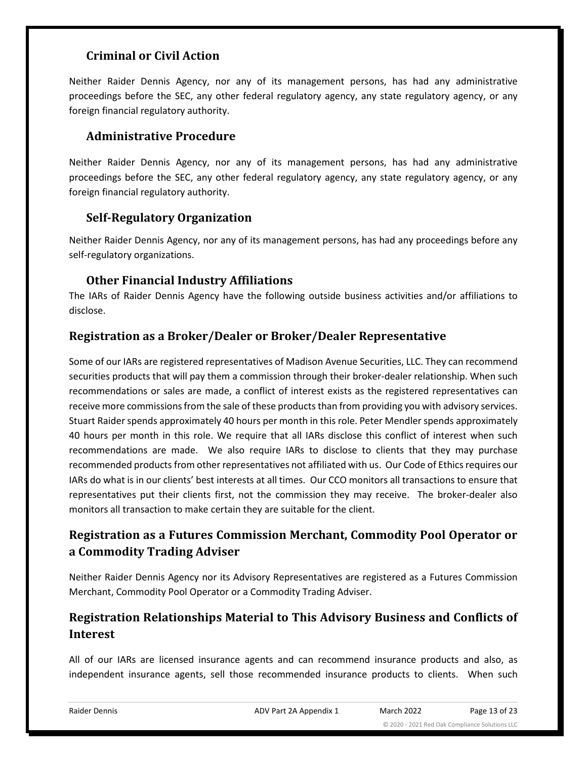### Criminal or Civil Action

Neither Raider Dennis Agency, nor any of its management persons, has had any administrative proceedings before the SEC, any other federal regulatory agency, any state regulatory agency, or any foreign financial regulatory authority.

### Administrative Procedure

Neither Raider Dennis Agency, nor any of its management persons, has had any administrative proceedings before the SEC, any other federal regulatory agency, any state regulatory agency, or any foreign financial regulatory authority.

### Self-Regulatory Organization

Neither Raider Dennis Agency, nor any of its management persons, has had any proceedings before any self-regulatory organizations.

### Other Financial Industry Affiliations

The IARs of Raider Dennis Agency have the following outside business activities and/or affiliations to disclose.

## Registration as a Broker/Dealer or Broker/Dealer Representative

Some of our IARs are registered representatives of Madison Avenue Securities, LLC. They can recommend securities products that will pay them a commission through their broker-dealer relationship. When such recommendations or sales are made, a conflict of interest exists as the registered representatives can receive more commissions from the sale of these products than from providing you with advisory services. Stuart Raider spends approximately 40 hours per month in this role. Peter Mendler spends approximately 40 hours per month in this role. We require that all IARs disclose this conflict of interest when such recommendations are made. We also require IARs to disclose to clients that they may purchase recommended products from other representatives not affiliated with us. Our Code of Ethics requires our IARs do what is in our clients' best interests at all times. Our CCO monitors all transactions to ensure that representatives put their clients first, not the commission they may receive. The broker-dealer also monitors all transaction to make certain they are suitable for the client.

## Registration as a Futures Commission Merchant, Commodity Pool Operator or a Commodity Trading Adviser

Neither Raider Dennis Agency nor its Advisory Representatives are registered as a Futures Commission Merchant, Commodity Pool Operator or a Commodity Trading Adviser.

## Registration Relationships Material to This Advisory Business and Conflicts of Interest

All of our IARs are licensed insurance agents and can recommend insurance products and also, as independent insurance agents, sell those recommended insurance products to clients. When such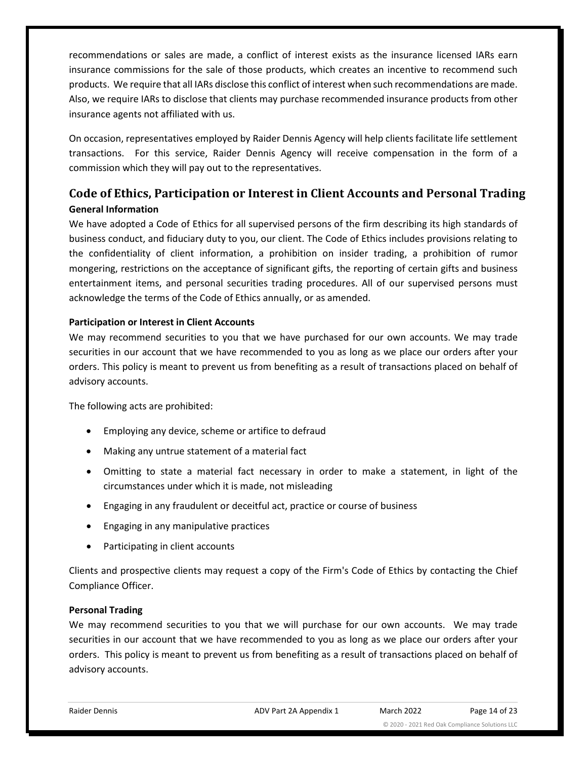recommendations or sales are made, a conflict of interest exists as the insurance licensed IARs earn insurance commissions for the sale of those products, which creates an incentive to recommend such products. We require that all IARs disclose this conflict of interest when such recommendations are made. Also, we require IARs to disclose that clients may purchase recommended insurance products from other insurance agents not affiliated with us.

On occasion, representatives employed by Raider Dennis Agency will help clients facilitate life settlement transactions. For this service, Raider Dennis Agency will receive compensation in the form of a commission which they will pay out to the representatives.

## Code of Ethics, Participation or Interest in Client Accounts and Personal Trading

### General Information

We have adopted a Code of Ethics for all supervised persons of the firm describing its high standards of business conduct, and fiduciary duty to you, our client. The Code of Ethics includes provisions relating to the confidentiality of client information, a prohibition on insider trading, a prohibition of rumor mongering, restrictions on the acceptance of significant gifts, the reporting of certain gifts and business entertainment items, and personal securities trading procedures. All of our supervised persons must acknowledge the terms of the Code of Ethics annually, or as amended.

### Participation or Interest in Client Accounts

We may recommend securities to you that we have purchased for our own accounts. We may trade securities in our account that we have recommended to you as long as we place our orders after your orders. This policy is meant to prevent us from benefiting as a result of transactions placed on behalf of advisory accounts.

The following acts are prohibited:

- Employing any device, scheme or artifice to defraud
- Making any untrue statement of a material fact
- Omitting to state a material fact necessary in order to make a statement, in light of the circumstances under which it is made, not misleading
- Engaging in any fraudulent or deceitful act, practice or course of business
- Engaging in any manipulative practices
- Participating in client accounts

Clients and prospective clients may request a copy of the Firm's Code of Ethics by contacting the Chief Compliance Officer.

### Personal Trading

We may recommend securities to you that we will purchase for our own accounts. We may trade securities in our account that we have recommended to you as long as we place our orders after your orders. This policy is meant to prevent us from benefiting as a result of transactions placed on behalf of advisory accounts.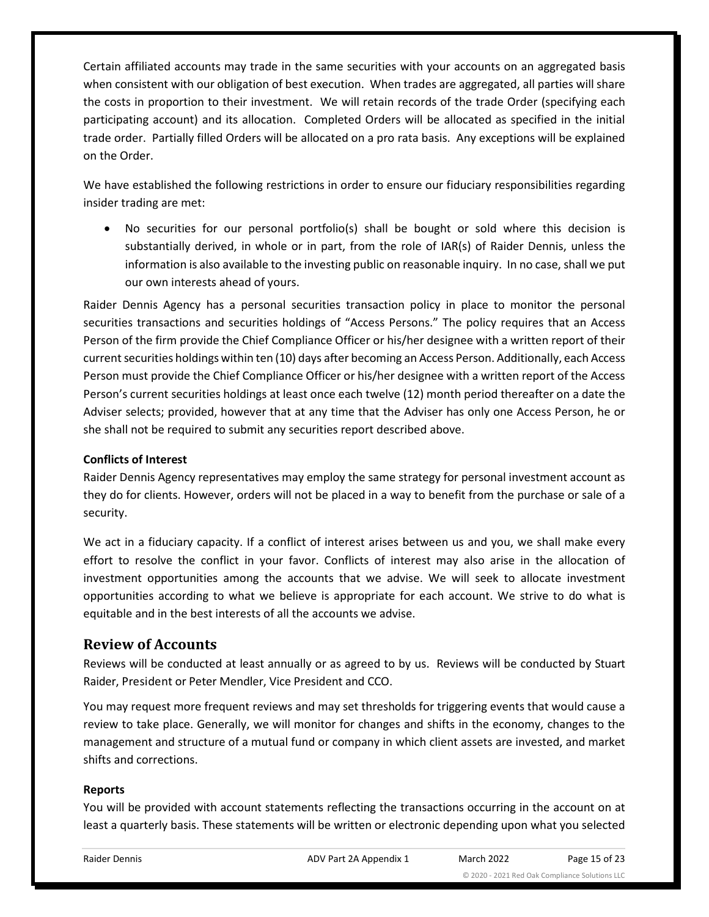Certain affiliated accounts may trade in the same securities with your accounts on an aggregated basis when consistent with our obligation of best execution. When trades are aggregated, all parties will share the costs in proportion to their investment. We will retain records of the trade Order (specifying each participating account) and its allocation. Completed Orders will be allocated as specified in the initial trade order. Partially filled Orders will be allocated on a pro rata basis. Any exceptions will be explained on the Order.

We have established the following restrictions in order to ensure our fiduciary responsibilities regarding insider trading are met:

- No securities for our personal portfolio(s) shall be bought or sold where this decision is substantially derived, in whole or in part, from the role of IAR(s) of Raider Dennis, unless the information is also available to the investing public on reasonable inquiry. In no case, shall we put our own interests ahead of yours.

Raider Dennis Agency has a personal securities transaction policy in place to monitor the personal securities transactions and securities holdings of "Access Persons." The policy requires that an Access Person of the firm provide the Chief Compliance Officer or his/her designee with a written report of their current securities holdings within ten (10) days after becoming an Access Person. Additionally, each Access Person must provide the Chief Compliance Officer or his/her designee with a written report of the Access Person's current securities holdings at least once each twelve (12) month period thereafter on a date the Adviser selects; provided, however that at any time that the Adviser has only one Access Person, he or she shall not be required to submit any securities report described above.

**Conflicts of Interest**

Raider Dennis Agency representatives may employ the same strategy for personal investment account as they do for clients. However, orders will not be placed in a way to benefit from the purchase or sale of a security.

We act in a fiduciary capacity. If a conflict of interest arises between us and you, we shall make every effort to resolve the conflict in your favor. Conflicts of interest may also arise in the allocation of investment opportunities among the accounts that we advise. We will seek to allocate investment opportunities according to what we believe is appropriate for each account. We strive to do what is equitable and in the best interests of all the accounts we advise.

## Review of Accounts

Reviews will be conducted at least annually or as agreed to by us. Reviews will be conducted by Stuart Raider, President or Peter Mendler, Vice President and CCO.

You may request more frequent reviews and may set thresholds for triggering events that would cause a review to take place. Generally, we will monitor for changes and shifts in the economy, changes to the management and structure of a mutual fund or company in which client assets are invested, and market shifts and corrections.

**Reports**

You will be provided with account statements reflecting the transactions occurring in the account on at least a quarterly basis. These statements will be written or electronic depending upon what you selected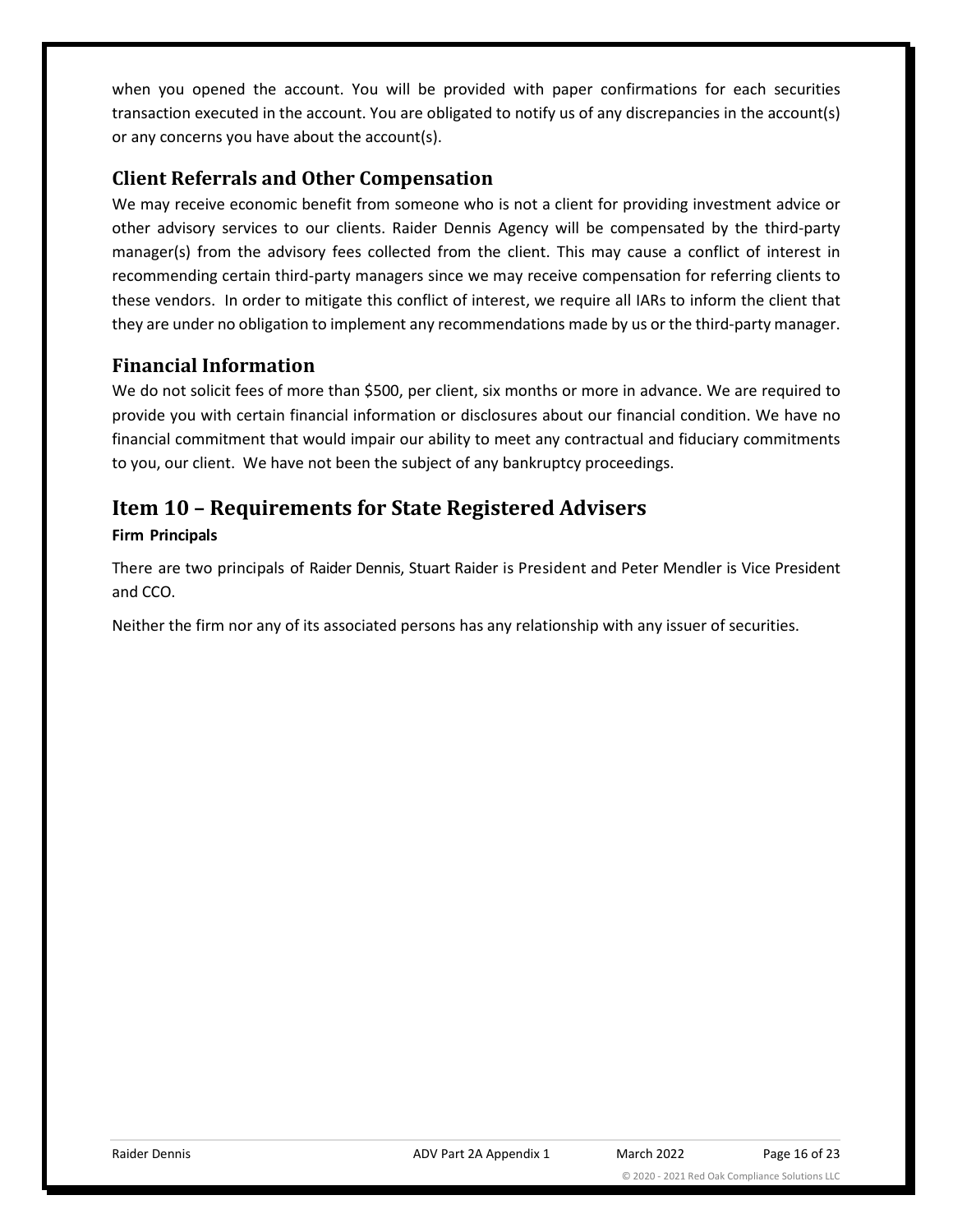when you opened the account. You will be provided with paper confirmations for each securities transaction executed in the account. You are obligated to notify us of any discrepancies in the account(s) or any concerns you have about the account(s).

### Client Referrals and Other Compensation

We may receive economic benefit from someone who is not a client for providing investment advice or other advisory services to our clients. Raider Dennis Agency will be compensated by the third-party manager(s) from the advisory fees collected from the client. This may cause a conflict of interest in recommending certain third-party managers since we may receive compensation for referring clients to these vendors. In order to mitigate this conflict of interest, we require all IARs to inform the client that they are under no obligation to implement any recommendations made by us or the third-party manager.

### Financial Information

We do not solicit fees of more than $500, per client, six months or more in advance. We are required to provide you with certain financial information or disclosures about our financial condition. We have no financial commitment that would impair our ability to meet any contractual and fiduciary commitments to you, our client. We have not been the subject of any bankruptcy proceedings.

## Item 10 – Requirements for State Registered Advisers

**Firm Principals**

There are two principals of Raider Dennis, Stuart Raider is President and Peter Mendler is Vice President and CCO.

Neither the firm nor any of its associated persons has any relationship with any issuer of securities.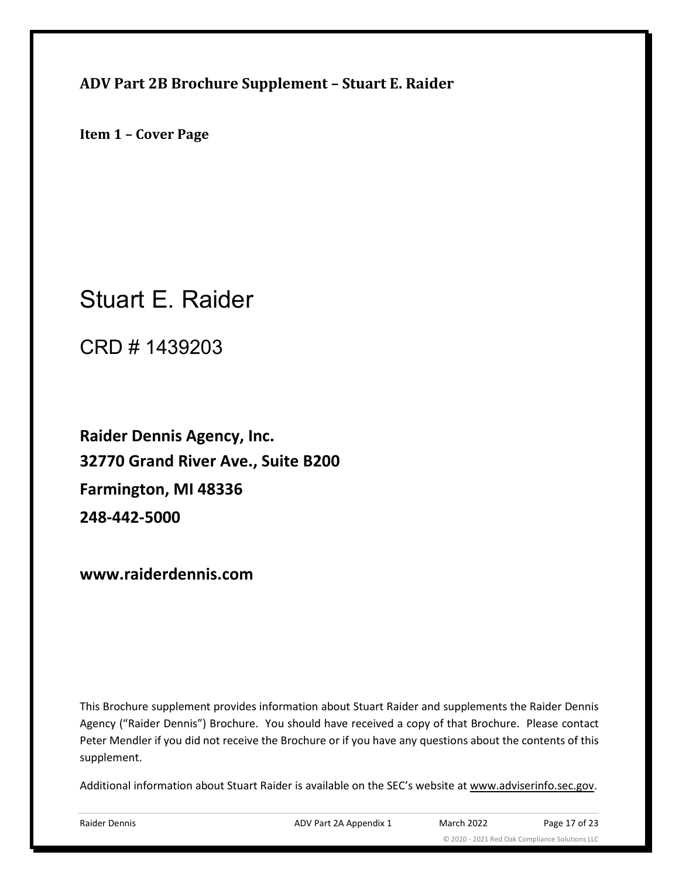## ADV Part 2B Brochure Supplement – Stuart E. Raider

### Item 1 – Cover Page

# Stuart E. Raider

CRD # 1439203

**Raider Dennis Agency, Inc.**

**32770 Grand River Ave., Suite B200**

**Farmington, MI 48336**

**248-442-5000**

**www.raiderdennis.com**

This Brochure supplement provides information about Stuart Raider and supplements the Raider Dennis Agency ("Raider Dennis") Brochure. You should have received a copy of that Brochure. Please contact Peter Mendler if you did not receive the Brochure or if you have any questions about the contents of this supplement.

Additional information about Stuart Raider is available on the SEC's website at www.adviserinfo.sec.gov.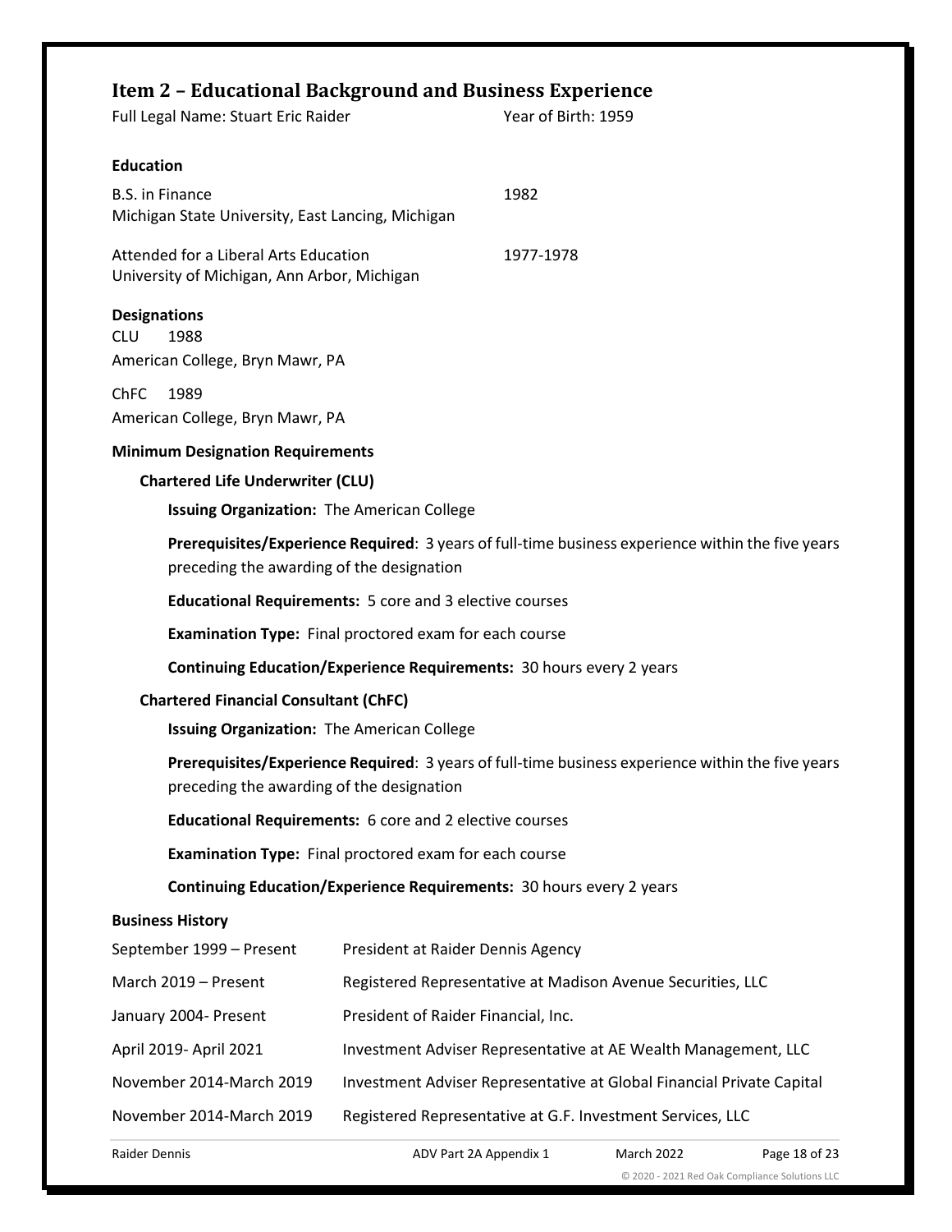## Item 2 – Educational Background and Business Experience

Full Legal Name: Stuart Eric Raider | Year of Birth: 1959

**Education**

B.S. in Finance | 1982
Michigan State University, East Lancing, Michigan

Attended for a Liberal Arts Education | 1977-1978
University of Michigan, Ann Arbor, Michigan

**Designations**

CLU 1988
American College, Bryn Mawr, PA

ChFC 1989
American College, Bryn Mawr, PA

**Minimum Designation Requirements**

**Chartered Life Underwriter (CLU)**

**Issuing Organization:** The American College

**Prerequisites/Experience Required**: 3 years of full-time business experience within the five years preceding the awarding of the designation

**Educational Requirements:** 5 core and 3 elective courses

**Examination Type:** Final proctored exam for each course

**Continuing Education/Experience Requirements:** 30 hours every 2 years

**Chartered Financial Consultant (ChFC)**

**Issuing Organization:** The American College

**Prerequisites/Experience Required**: 3 years of full-time business experience within the five years preceding the awarding of the designation

**Educational Requirements:** 6 core and 2 elective courses

**Examination Type:** Final proctored exam for each course

**Continuing Education/Experience Requirements:** 30 hours every 2 years

**Business History**

| | |
|---|---|
| September 1999 – Present | President at Raider Dennis Agency |
| March 2019 – Present | Registered Representative at Madison Avenue Securities, LLC |
| January 2004- Present | President of Raider Financial, Inc. |
| April 2019- April 2021 | Investment Adviser Representative at AE Wealth Management, LLC |
| November 2014-March 2019 | Investment Adviser Representative at Global Financial Private Capital |
| November 2014-March 2019 | Registered Representative at G.F. Investment Services, LLC |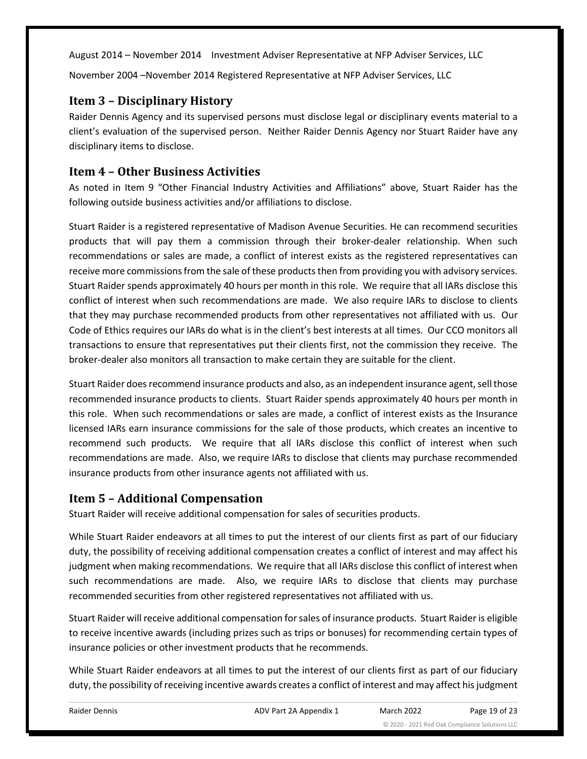August 2014 – November 2014 Investment Adviser Representative at NFP Adviser Services, LLC

November 2004 –November 2014 Registered Representative at NFP Adviser Services, LLC

## Item 3 – Disciplinary History

Raider Dennis Agency and its supervised persons must disclose legal or disciplinary events material to a client's evaluation of the supervised person. Neither Raider Dennis Agency nor Stuart Raider have any disciplinary items to disclose.

## Item 4 – Other Business Activities

As noted in Item 9 "Other Financial Industry Activities and Affiliations" above, Stuart Raider has the following outside business activities and/or affiliations to disclose.

Stuart Raider is a registered representative of Madison Avenue Securities. He can recommend securities products that will pay them a commission through their broker-dealer relationship. When such recommendations or sales are made, a conflict of interest exists as the registered representatives can receive more commissions from the sale of these products then from providing you with advisory services. Stuart Raider spends approximately 40 hours per month in this role. We require that all IARs disclose this conflict of interest when such recommendations are made. We also require IARs to disclose to clients that they may purchase recommended products from other representatives not affiliated with us. Our Code of Ethics requires our IARs do what is in the client's best interests at all times. Our CCO monitors all transactions to ensure that representatives put their clients first, not the commission they receive. The broker-dealer also monitors all transaction to make certain they are suitable for the client.

Stuart Raider does recommend insurance products and also, as an independent insurance agent, sell those recommended insurance products to clients. Stuart Raider spends approximately 40 hours per month in this role. When such recommendations or sales are made, a conflict of interest exists as the Insurance licensed IARs earn insurance commissions for the sale of those products, which creates an incentive to recommend such products. We require that all IARs disclose this conflict of interest when such recommendations are made. Also, we require IARs to disclose that clients may purchase recommended insurance products from other insurance agents not affiliated with us.

## Item 5 – Additional Compensation

Stuart Raider will receive additional compensation for sales of securities products.

While Stuart Raider endeavors at all times to put the interest of our clients first as part of our fiduciary duty, the possibility of receiving additional compensation creates a conflict of interest and may affect his judgment when making recommendations. We require that all IARs disclose this conflict of interest when such recommendations are made. Also, we require IARs to disclose that clients may purchase recommended securities from other registered representatives not affiliated with us.

Stuart Raider will receive additional compensation for sales of insurance products. Stuart Raider is eligible to receive incentive awards (including prizes such as trips or bonuses) for recommending certain types of insurance policies or other investment products that he recommends.

While Stuart Raider endeavors at all times to put the interest of our clients first as part of our fiduciary duty, the possibility of receiving incentive awards creates a conflict of interest and may affect his judgment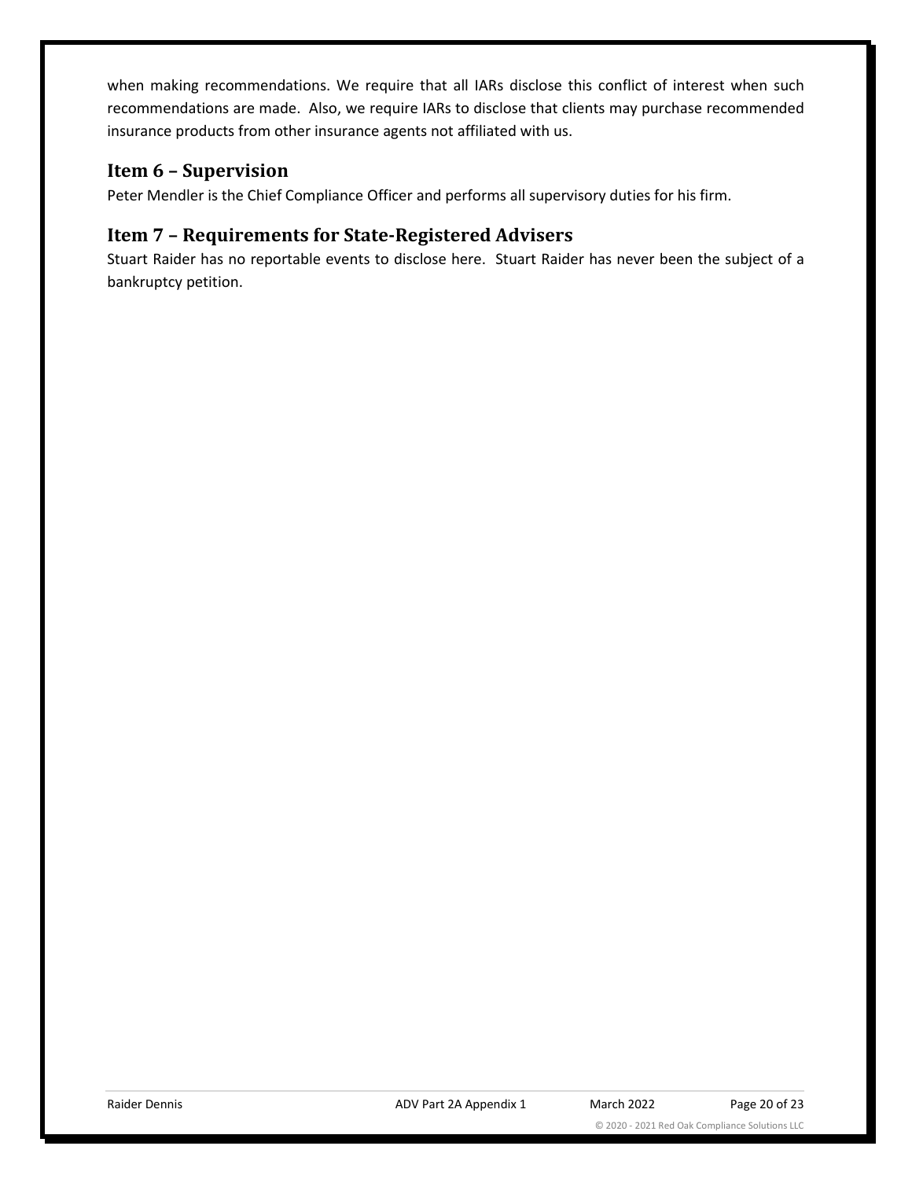when making recommendations. We require that all IARs disclose this conflict of interest when such recommendations are made. Also, we require IARs to disclose that clients may purchase recommended insurance products from other insurance agents not affiliated with us.

## Item 6 – Supervision

Peter Mendler is the Chief Compliance Officer and performs all supervisory duties for his firm.

## Item 7 – Requirements for State-Registered Advisers

Stuart Raider has no reportable events to disclose here. Stuart Raider has never been the subject of a bankruptcy petition.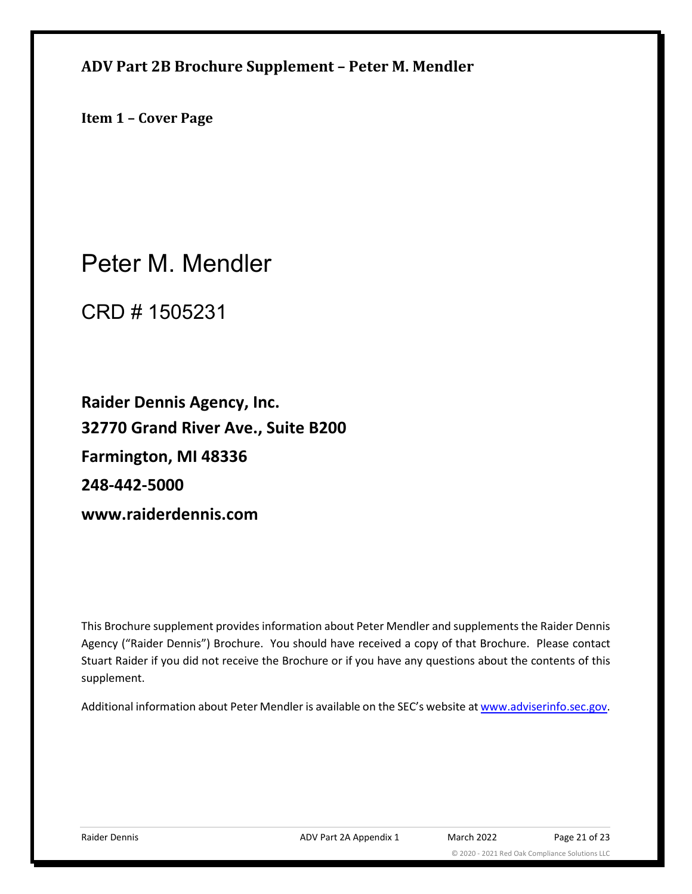## ADV Part 2B Brochure Supplement – Peter M. Mendler

### Item 1 – Cover Page

# Peter M. Mendler

CRD # 1505231

**Raider Dennis Agency, Inc.**

**32770 Grand River Ave., Suite B200**

**Farmington, MI 48336**

**248-442-5000**

**www.raiderdennis.com**

This Brochure supplement provides information about Peter Mendler and supplements the Raider Dennis Agency ("Raider Dennis") Brochure. You should have received a copy of that Brochure. Please contact Stuart Raider if you did not receive the Brochure or if you have any questions about the contents of this supplement.

Additional information about Peter Mendler is available on the SEC's website at www.adviserinfo.sec.gov.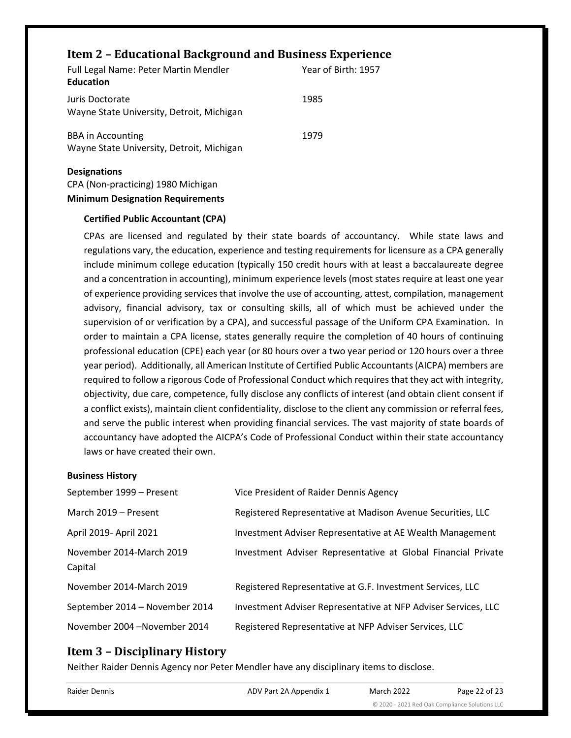## Item 2 – Educational Background and Business Experience

Full Legal Name: Peter Martin Mendler — Year of Birth: 1957

**Education**

| | |
|---|---|
| Juris Doctorate<br>Wayne State University, Detroit, Michigan | 1985 |
| BBA in Accounting<br>Wayne State University, Detroit, Michigan | 1979 |

**Designations**

CPA (Non-practicing) 1980 Michigan

**Minimum Designation Requirements**

**Certified Public Accountant (CPA)**

CPAs are licensed and regulated by their state boards of accountancy. While state laws and regulations vary, the education, experience and testing requirements for licensure as a CPA generally include minimum college education (typically 150 credit hours with at least a baccalaureate degree and a concentration in accounting), minimum experience levels (most states require at least one year of experience providing services that involve the use of accounting, attest, compilation, management advisory, financial advisory, tax or consulting skills, all of which must be achieved under the supervision of or verification by a CPA), and successful passage of the Uniform CPA Examination. In order to maintain a CPA license, states generally require the completion of 40 hours of continuing professional education (CPE) each year (or 80 hours over a two year period or 120 hours over a three year period). Additionally, all American Institute of Certified Public Accountants (AICPA) members are required to follow a rigorous Code of Professional Conduct which requires that they act with integrity, objectivity, due care, competence, fully disclose any conflicts of interest (and obtain client consent if a conflict exists), maintain client confidentiality, disclose to the client any commission or referral fees, and serve the public interest when providing financial services. The vast majority of state boards of accountancy have adopted the AICPA's Code of Professional Conduct within their state accountancy laws or have created their own.

**Business History**

| | |
|---|---|
| September 1999 – Present | Vice President of Raider Dennis Agency |
| March 2019 – Present | Registered Representative at Madison Avenue Securities, LLC |
| April 2019- April 2021 | Investment Adviser Representative at AE Wealth Management |
| November 2014-March 2019 | Investment Adviser Representative at Global Financial Private Capital |
| November 2014-March 2019 | Registered Representative at G.F. Investment Services, LLC |
| September 2014 – November 2014 | Investment Adviser Representative at NFP Adviser Services, LLC |
| November 2004 –November 2014 | Registered Representative at NFP Adviser Services, LLC |

## Item 3 – Disciplinary History

Neither Raider Dennis Agency nor Peter Mendler have any disciplinary items to disclose.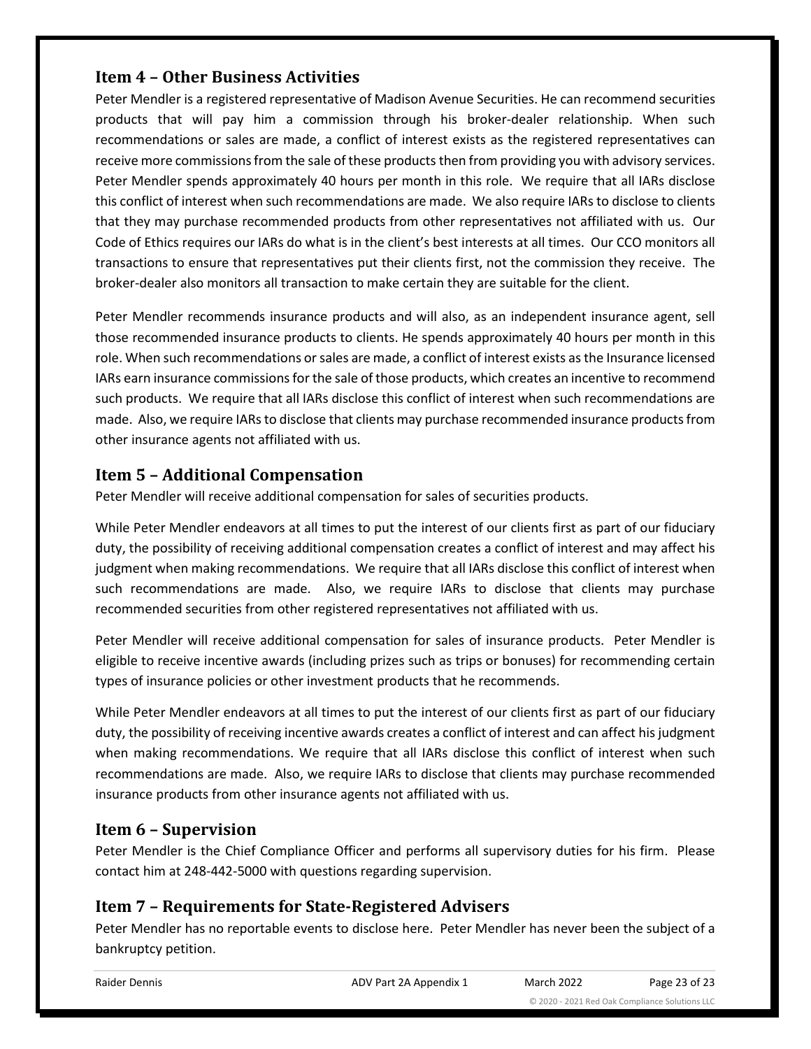## Item 4 – Other Business Activities

Peter Mendler is a registered representative of Madison Avenue Securities. He can recommend securities products that will pay him a commission through his broker-dealer relationship. When such recommendations or sales are made, a conflict of interest exists as the registered representatives can receive more commissions from the sale of these products then from providing you with advisory services. Peter Mendler spends approximately 40 hours per month in this role. We require that all IARs disclose this conflict of interest when such recommendations are made. We also require IARs to disclose to clients that they may purchase recommended products from other representatives not affiliated with us. Our Code of Ethics requires our IARs do what is in the client's best interests at all times. Our CCO monitors all transactions to ensure that representatives put their clients first, not the commission they receive. The broker-dealer also monitors all transaction to make certain they are suitable for the client.

Peter Mendler recommends insurance products and will also, as an independent insurance agent, sell those recommended insurance products to clients. He spends approximately 40 hours per month in this role. When such recommendations or sales are made, a conflict of interest exists as the Insurance licensed IARs earn insurance commissions for the sale of those products, which creates an incentive to recommend such products. We require that all IARs disclose this conflict of interest when such recommendations are made. Also, we require IARs to disclose that clients may purchase recommended insurance products from other insurance agents not affiliated with us.

## Item 5 – Additional Compensation

Peter Mendler will receive additional compensation for sales of securities products.

While Peter Mendler endeavors at all times to put the interest of our clients first as part of our fiduciary duty, the possibility of receiving additional compensation creates a conflict of interest and may affect his judgment when making recommendations. We require that all IARs disclose this conflict of interest when such recommendations are made. Also, we require IARs to disclose that clients may purchase recommended securities from other registered representatives not affiliated with us.

Peter Mendler will receive additional compensation for sales of insurance products. Peter Mendler is eligible to receive incentive awards (including prizes such as trips or bonuses) for recommending certain types of insurance policies or other investment products that he recommends.

While Peter Mendler endeavors at all times to put the interest of our clients first as part of our fiduciary duty, the possibility of receiving incentive awards creates a conflict of interest and can affect his judgment when making recommendations. We require that all IARs disclose this conflict of interest when such recommendations are made. Also, we require IARs to disclose that clients may purchase recommended insurance products from other insurance agents not affiliated with us.

## Item 6 – Supervision

Peter Mendler is the Chief Compliance Officer and performs all supervisory duties for his firm. Please contact him at 248-442-5000 with questions regarding supervision.

## Item 7 – Requirements for State-Registered Advisers

Peter Mendler has no reportable events to disclose here. Peter Mendler has never been the subject of a bankruptcy petition.